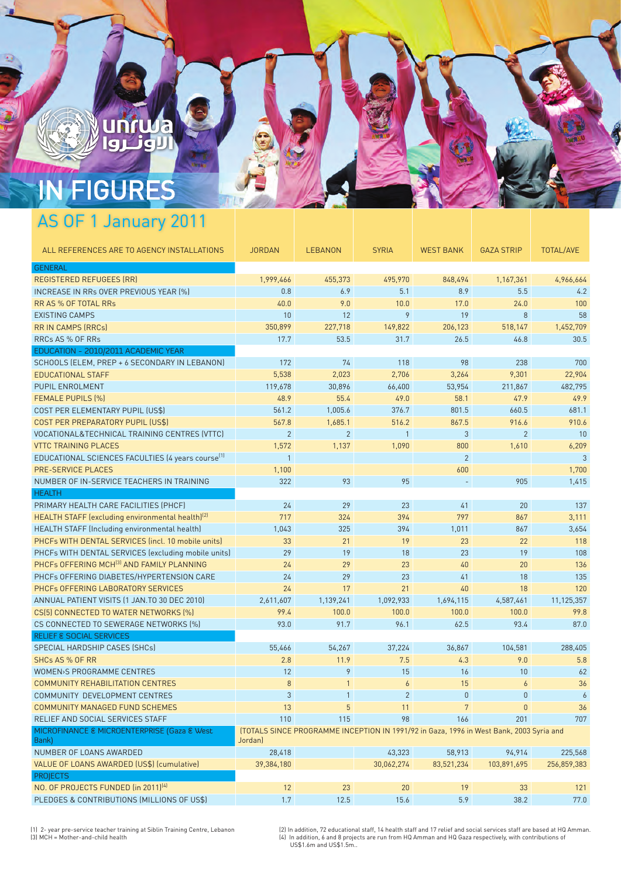# IN FIGURES

## AS OF 1 January 2011

| ALL REFERENCES ARE TO AGENCY INSTALLATIONS | JORDAN | LEBANON | SYRIA | WEST BANK | GAZA STRIP | TOTAL/AVE |
|---|---|---|---|---|---|---|
| **GENERAL** | | | | | | |
| REGISTERED REFUGEES (RR) | 1,999,466 | 455,373 | 495,970 | 848,494 | 1,167,361 | 4,966,664 |
| INCREASE IN RRs OVER PREVIOUS YEAR (%) | 0.8 | 6.9 | 5.1 | 8.9 | 5.5 | 4.2 |
| RR AS % OF TOTAL RRs | 40.0 | 9.0 | 10.0 | 17.0 | 24.0 | 100 |
| EXISTING CAMPS | 10 | 12 | 9 | 19 | 8 | 58 |
| RR IN CAMPS (RRCs) | 350,899 | 227,718 | 149,822 | 206,123 | 518,147 | 1,452,709 |
| RRCs AS % OF RRs | 17.7 | 53.5 | 31.7 | 26.5 | 46.8 | 30.5 |
| **EDUCATION - 2010/2011 ACADEMIC YEAR** | | | | | | |
| SCHOOLS (ELEM, PREP + 6 SECONDARY IN LEBANON) | 172 | 74 | 118 | 98 | 238 | 700 |
| EDUCATIONAL STAFF | 5,538 | 2,023 | 2,706 | 3,264 | 9,301 | 22,904 |
| PUPIL ENROLMENT | 119,678 | 30,896 | 66,400 | 53,954 | 211,867 | 482,795 |
| FEMALE PUPILS (%) | 48.9 | 55.4 | 49.0 | 58.1 | 47.9 | 49.9 |
| COST PER ELEMENTARY PUPIL (US$) | 561.2 | 1,005.6 | 376.7 | 801.5 | 660.5 | 681.1 |
| COST PER PREPARATORY PUPIL (US$) | 567.8 | 1,685.1 | 516.2 | 867.5 | 916.6 | 910.6 |
| VOCATIONAL&TECHNICAL TRAINING CENTRES (VTTC) | 2 | 2 | 1 | 3 | 2 | 10 |
| VTTC TRAINING PLACES | 1,572 | 1,137 | 1,090 | 800 | 1,610 | 6,209 |
| EDUCATIONAL SCIENCES FACULTIES (4 years course[1] | 1 | | | 2 | | 3 |
| PRE-SERVICE PLACES | 1,100 | | | 600 | | 1,700 |
| NUMBER OF IN-SERVICE TEACHERS IN TRAINING | 322 | 93 | 95 | - | 905 | 1,415 |
| **HEALTH** | | | | | | |
| PRIMARY HEALTH CARE FACILITIES (PHCF) | 24 | 29 | 23 | 41 | 20 | 137 |
| HEALTH STAFF (excluding environmental health)[2] | 717 | 324 | 394 | 797 | 867 | 3,111 |
| HEALTH STAFF (Including environmental health) | 1,043 | 325 | 394 | 1,011 | 867 | 3,654 |
| PHCFs WITH DENTAL SERVICES (incl. 10 mobile units) | 33 | 21 | 19 | 23 | 22 | 118 |
| PHCFs WITH DENTAL SERVICES (excluding mobile units) | 29 | 19 | 18 | 23 | 19 | 108 |
| PHCFs OFFERING MCH[3] AND FAMILY PLANNING | 24 | 29 | 23 | 40 | 20 | 136 |
| PHCFs OFFERING DIABETES/HYPERTENSION CARE | 24 | 29 | 23 | 41 | 18 | 135 |
| PHCFs OFFERING LABORATORY SERVICES | 24 | 17 | 21 | 40 | 18 | 120 |
| ANNUAL PATIENT VISITS (1 JAN.TO 30 DEC 2010) | 2,611,607 | 1,139,241 | 1,092,933 | 1,694,115 | 4,587,461 | 11,125,357 |
| CS(5) CONNECTED TO WATER NETWORKS (%) | 99.4 | 100.0 | 100.0 | 100.0 | 100.0 | 99.8 |
| CS CONNECTED TO SEWERAGE NETWORKS (%) | 93.0 | 91.7 | 96.1 | 62.5 | 93.4 | 87.0 |
| **RELIEF & SOCIAL SERVICES** | | | | | | |
| SPECIAL HARDSHIP CASES (SHCs) | 55,466 | 54,267 | 37,224 | 36,867 | 104,581 | 288,405 |
| SHCs AS % OF RR | 2.8 | 11.9 | 7.5 | 4.3 | 9.0 | 5.8 |
| WOMEN›S PROGRAMME CENTRES | 12 | 9 | 15 | 16 | 10 | 62 |
| COMMUNITY REHABILITATION CENTRES | 8 | 1 | 6 | 15 | 6 | 36 |
| COMMUNITY DEVELOPMENT CENTRES | 3 | 1 | 2 | 0 | 0 | 6 |
| COMMUNITY MANAGED FUND SCHEMES | 13 | 5 | 11 | 7 | 0 | 36 |
| RELIEF AND SOCIAL SERVICES STAFF | 110 | 115 | 98 | 166 | 201 | 707 |
| **MICROFINANCE & MICROENTERPRISE (Gaza & West Bank)** | (TOTALS SINCE PROGRAMME INCEPTION IN 1991/92 in Gaza, 1996 in West Bank, 2003 Syria and Jordan) | | | | | |
| NUMBER OF LOANS AWARDED | 28,418 | | 43,323 | 58,913 | 94,914 | 225,568 |
| VALUE OF LOANS AWARDED (US$) (cumulative) | 39,384,180 | | 30,062,274 | 83,521,234 | 103,891,695 | 256,859,383 |
| **PROJECTS** | | | | | | |
| NO. OF PROJECTS FUNDED (in 2011)[4] | 12 | 23 | 20 | 19 | 33 | 121 |
| PLEDGES & CONTRIBUTIONS (MILLIONS OF US$) | 1.7 | 12.5 | 15.6 | 5.9 | 38.2 | 77.0 |

(1) 2- year pre-service teacher training at Siblin Training Centre, Lebanon
(3) MCH = Mother-and-child health

(2) In addition, 72 educational staff, 14 health staff and 17 relief and social services staff are based at HQ Amman.
(4) In addition, 6 and 8 projects are run from HQ Amman and HQ Gaza respectively, with contributions of US$1.6m and US$1.5m..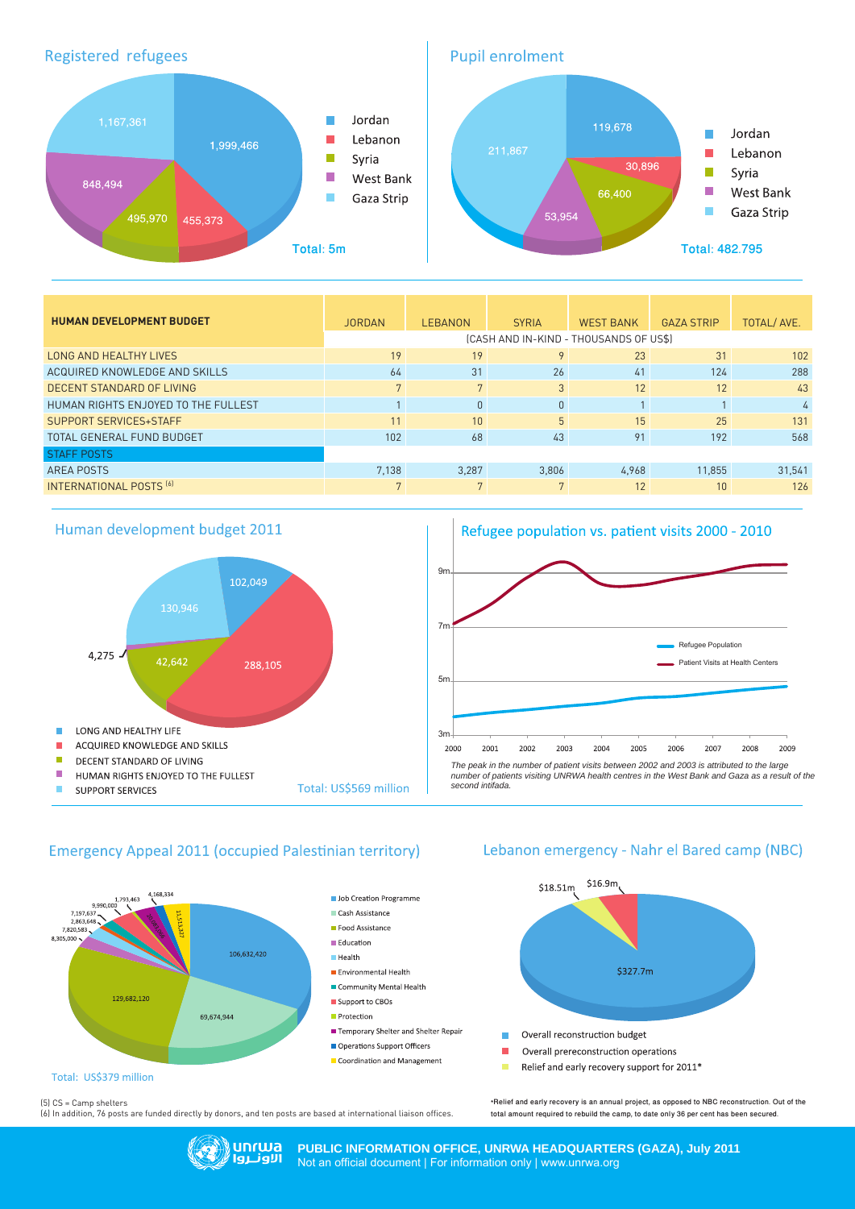## Registered refugees

1,999,466
455,373
495,970
848,494
1,167,361

Jordan
Lebanon
Syria
West Bank
Gaza Strip

Total: 5m

## Pupil enrolment

119,678
30,896
66,400
53,954
211,867

Jordan
Lebanon
Syria
West Bank
Gaza Strip

Total: 482.795

| HUMAN DEVELOPMENT BUDGET | JORDAN | LEBANON | SYRIA | WEST BANK | GAZA STRIP | TOTAL/ AVE. |
|---|---|---|---|---|---|---|
| | (CASH AND IN-KIND - THOUSANDS OF US$) | | | | | |
| LONG AND HEALTHY LIVES | 19 | 19 | 9 | 23 | 31 | 102 |
| ACQUIRED KNOWLEDGE AND SKILLS | 64 | 31 | 26 | 41 | 124 | 288 |
| DECENT STANDARD OF LIVING | 7 | 7 | 3 | 12 | 12 | 43 |
| HUMAN RIGHTS ENJOYED TO THE FULLEST | 1 | 0 | 0 | 1 | 1 | 4 |
| SUPPORT SERVICES+STAFF | 11 | 10 | 5 | 15 | 25 | 131 |
| TOTAL GENERAL FUND BUDGET | 102 | 68 | 43 | 91 | 192 | 568 |
| STAFF POSTS | | | | | | |
| AREA POSTS | 7,138 | 3,287 | 3,806 | 4,968 | 11,855 | 31,541 |
| INTERNATIONAL POSTS [6] | 7 | 7 | 7 | 12 | 10 | 126 |

## Human development budget 2011

102,049
288,105
42,642
4,275
130,946

- LONG AND HEALTHY LIFE
- ACQUIRED KNOWLEDGE AND SKILLS
- DECENT STANDARD OF LIVING
- HUMAN RIGHTS ENJOYED TO THE FULLEST
- SUPPORT SERVICES

Total: US$569 million

## Refugee population vs. patient visits 2000 - 2010

9m
7m
5m
3m

2000 2001 2002 2003 2004 2005 2006 2007 2008 2009

Refugee Population
Patient Visits at Health Centers

*The peak in the number of patient visits between 2002 and 2003 is attributed to the large number of patients visiting UNRWA health centres in the West Bank and Gaza as a result of the second intifada.*

## Emergency Appeal 2011 (occupied Palestinian territory)

106,632,420
69,674,944
129,682,120
8,305,000
7,820,583
2,863,648
7,197,637
9,990,000
1,793,463
4,168,334
20,855,... 
11,513,377

- Job Creation Programme
- Cash Assistance
- Food Assistance
- Education
- Health
- Environmental Health
- Community Mental Health
- Support to CBOs
- Protection
- Temporary Shelter and Shelter Repair
- Operations Support Officers
- Coordination and Management

Total: US$379 million

## Lebanon emergency - Nahr el Bared camp (NBC)

$18.51m
$16.9m
$327.7m

- Overall reconstruction budget
- Overall prereconstruction operations
- Relief and early recovery support for 2011*

(5) CS = Camp shelters
(6) In addition, 76 posts are funded directly by donors, and ten posts are based at international liaison offices.

*Relief and early recovery is an annual project, as opposed to NBC reconstruction. Out of the total amount required to rebuild the camp, to date only 36 per cent has been secured.

**PUBLIC INFORMATION OFFICE, UNRWA HEADQUARTERS (GAZA), July 2011**
Not an official document | For information only | www.unrwa.org